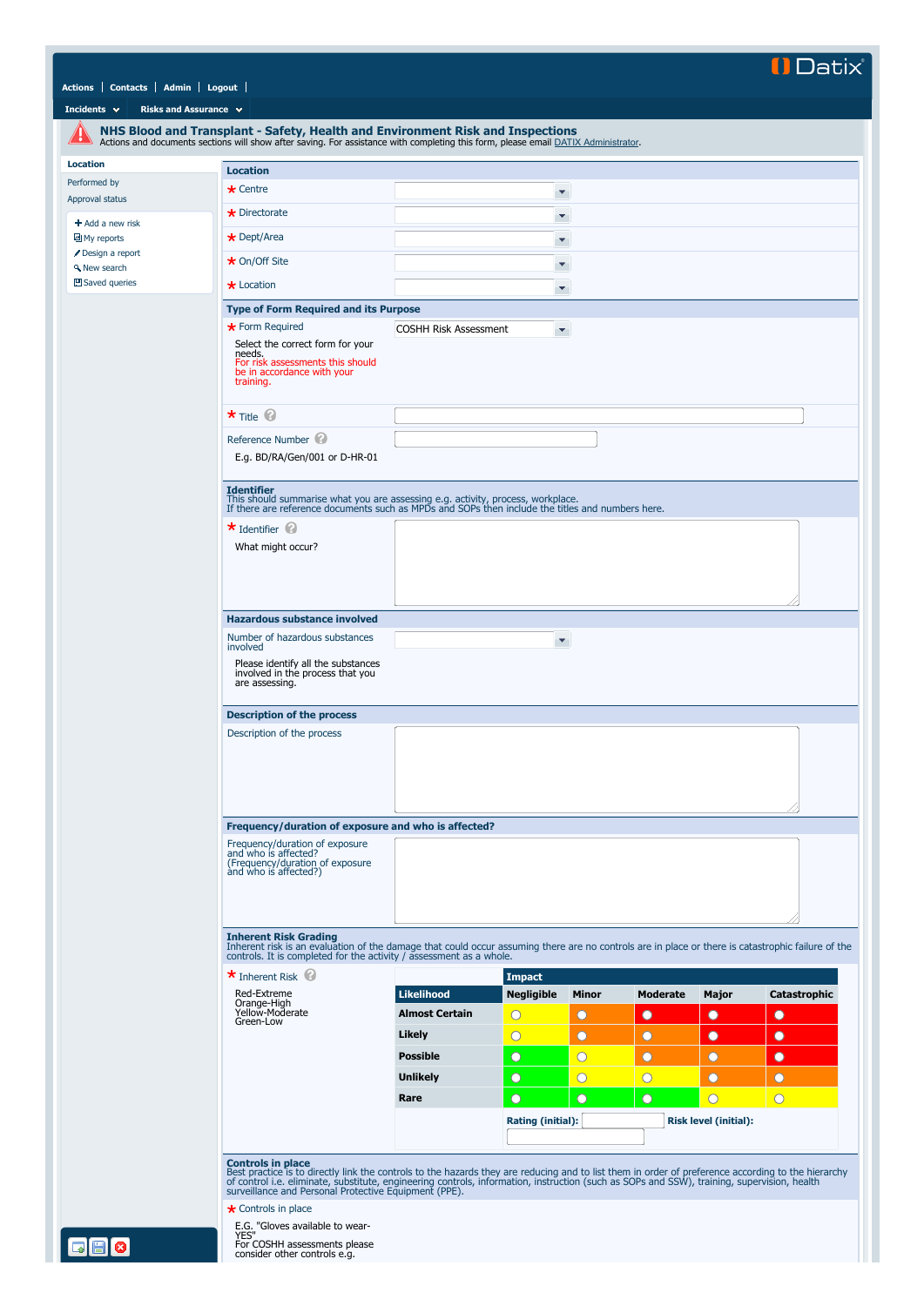Datix

Actions | Contacts | Admin | Logout

Incidents | Risks and Assurance

## NHS Blood and Transplant - Safety, Health and Environment Risk and Inspections

Actions and documents sections will show after saving. For assistance with completing this form, please email DATIX Administrator.

Location

Performed by

Approval status

- Add a new risk
- My reports
- Design a report
- New search
- Saved queries

### Location

* Centre

* Directorate

* Dept/Area

* On/Off Site

* Location

### Type of Form Required and its Purpose

* Form Required: COSHH Risk Assessment

Select the correct form for your needs.
For risk assessments this should be in accordance with your training.

* Title

Reference Number

E.g. BD/RA/Gen/001 or D-HR-01

### Identifier

This should summarise what you are assessing e.g. activity, process, workplace.
If there are reference documents such as MPDs and SOPs then include the titles and numbers here.

* Identifier

What might occur?

### Hazardous substance involved

Number of hazardous substances involved

Please identify all the substances involved in the process that you are assessing.

### Description of the process

Description of the process

### Frequency/duration of exposure and who is affected?

Frequency/duration of exposure and who is affected?
(Frequency/duration of exposure and who is affected?)

### Inherent Risk Grading

Inherent risk is an evaluation of the damage that could occur assuming there are no controls are in place or there is catastrophic failure of the controls. It is completed for the activity / assessment as a whole.

* Inherent Risk

Red-Extreme
Orange-High
Yellow-Moderate
Green-Low

| Likelihood | Impact: Negligible | Minor | Moderate | Major | Catastrophic |
|---|---|---|---|---|---|
| Almost Certain | ○ | ○ | ○ | ○ | ○ |
| Likely | ○ | ○ | ○ | ○ | ○ |
| Possible | ○ | ○ | ○ | ○ | ○ |
| Unlikely | ○ | ○ | ○ | ○ | ○ |
| Rare | ○ | ○ | ○ | ○ | ○ |

Rating (initial): Risk level (initial):

### Controls in place

Best practice is to directly link the controls to the hazards they are reducing and to list them in order of preference according to the hierarchy of control i.e. eliminate, substitute, engineering controls, information, instruction (such as SOPs and SSW), training, supervision, health surveillance and Personal Protective Equipment (PPE).

* Controls in place

E.G. "Gloves available to wear- YES"
For COSHH assessments please consider other controls e.g.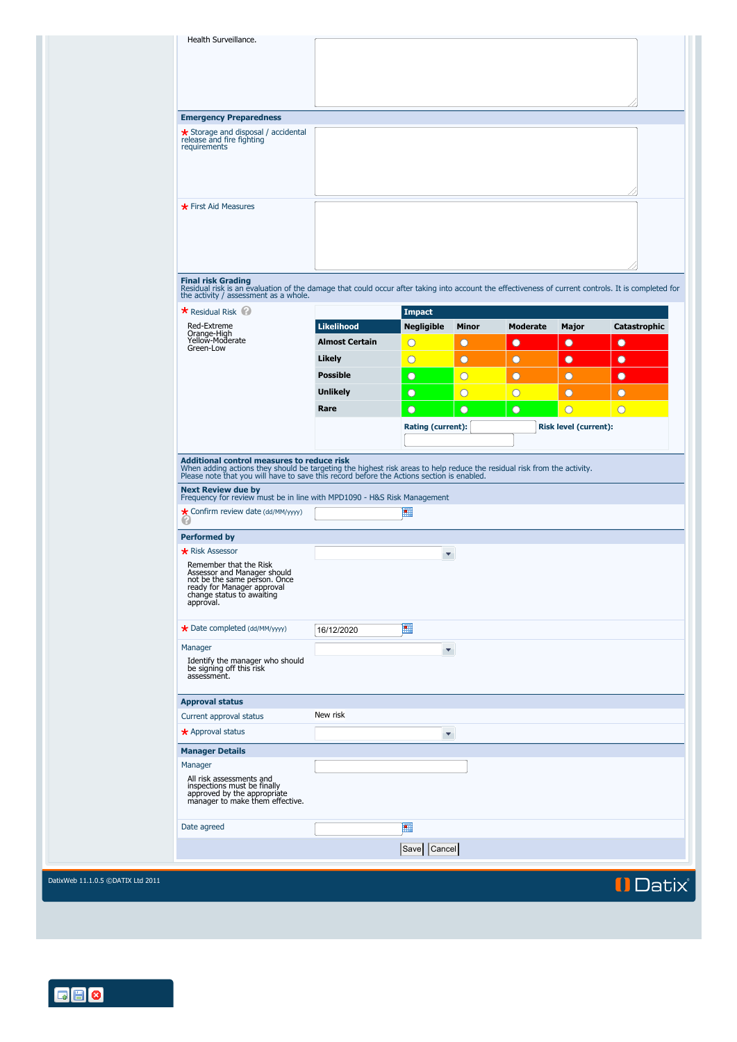Health Surveillance.

## Emergency Preparedness

\* Storage and disposal / accidental release and fire fighting requirements

\* First Aid Measures

## Final risk Grading

Residual risk is an evaluation of the damage that could occur after taking into account the effectiveness of current controls. It is completed for the activity / assessment as a whole.

\* Residual Risk

Red-Extreme
Orange-High
Yellow-Moderate
Green-Low

| | Impact | | | | |
|---|---|---|---|---|---|
| **Likelihood** | **Negligible** | **Minor** | **Moderate** | **Major** | **Catastrophic** |
| **Almost Certain** | ○ | ○ | ○ | ○ | ○ |
| **Likely** | ○ | ○ | ○ | ○ | ○ |
| **Possible** | ○ | ○ | ○ | ○ | ○ |
| **Unlikely** | ○ | ○ | ○ | ○ | ○ |
| **Rare** | ○ | ○ | ○ | ○ | ○ |

**Rating (current):** **Risk level (current):**

## Additional control measures to reduce risk

When adding actions they should be targeting the highest risk areas to help reduce the residual risk from the activity.
Please note that you will have to save this record before the Actions section is enabled.

## Next Review due by

Frequency for review must be in line with MPD1090 - H&S Risk Management

\* Confirm review date (dd/MM/yyyy)

## Performed by

\* Risk Assessor

Remember that the Risk Assessor and Manager should not be the same person. Once ready for Manager approval change status to awaiting approval.

\* Date completed (dd/MM/yyyy) 16/12/2020

Manager

Identify the manager who should be signing off this risk assessment.

## Approval status

Current approval status New risk

\* Approval status

## Manager Details

Manager

All risk assessments and inspections must be finally approved by the appropriate manager to make them effective.

Date agreed

Save | Cancel

DatixWeb 11.1.0.5 ©DATIX Ltd 2011

Datix